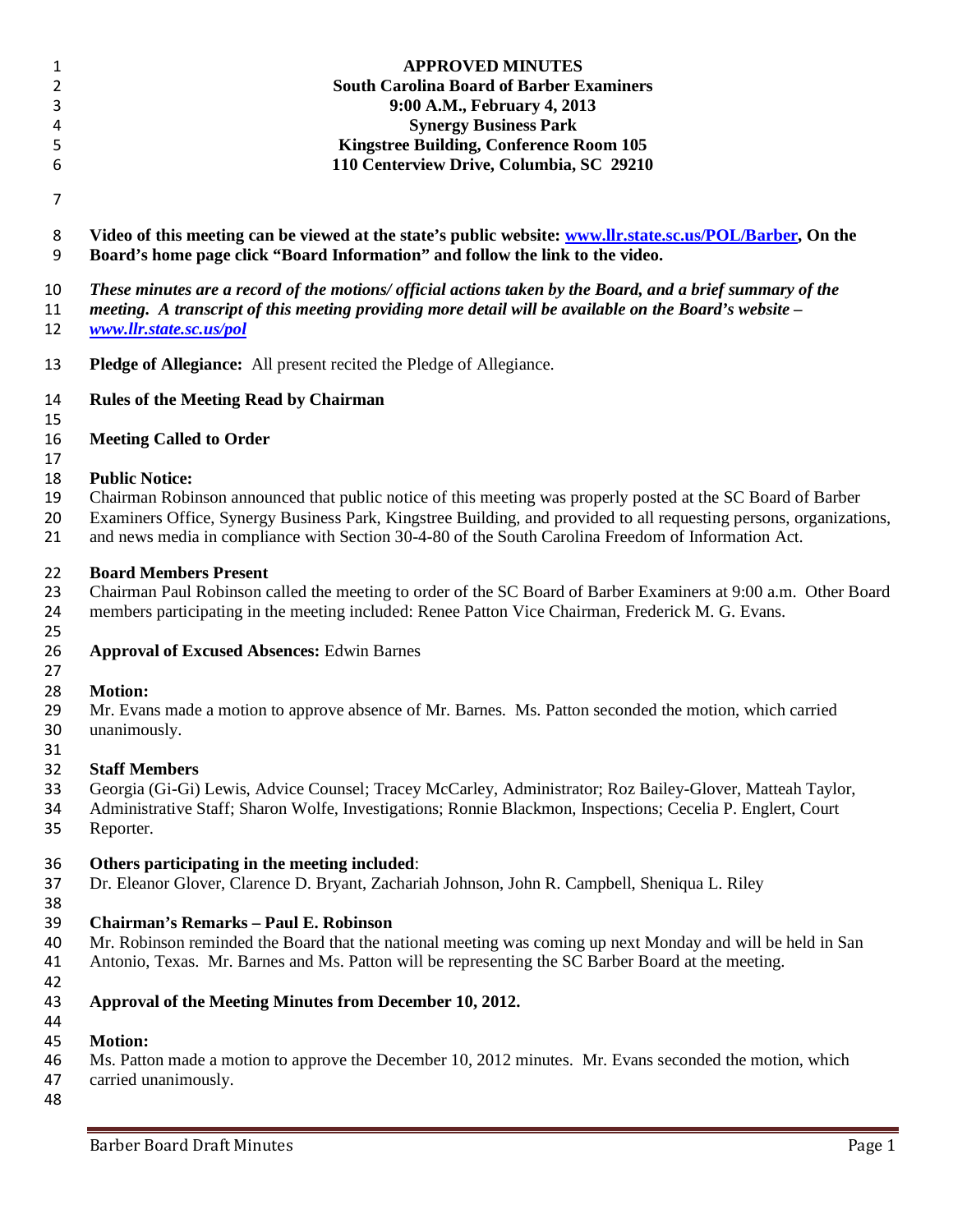**APPROVED MINUTES**
**South Carolina Board of Barber Examiners**
**9:00 A.M., February 4, 2013**
**Synergy Business Park**
**Kingstree Building, Conference Room 105**
**110 Centerview Drive, Columbia, SC 29210**

**Video of this meeting can be viewed at the state's public website: [www.llr.state.sc.us/POL/Barber](www.llr.state.sc.us/POL/Barber), On the Board's home page click "Board Information" and follow the link to the video.**

***These minutes are a record of the motions/ official actions taken by the Board, and a brief summary of the meeting. A transcript of this meeting providing more detail will be available on the Board's website – [www.llr.state.sc.us/pol](www.llr.state.sc.us/pol)***

**Pledge of Allegiance:** All present recited the Pledge of Allegiance.

**Rules of the Meeting Read by Chairman**

**Meeting Called to Order**

**Public Notice:**
Chairman Robinson announced that public notice of this meeting was properly posted at the SC Board of Barber Examiners Office, Synergy Business Park, Kingstree Building, and provided to all requesting persons, organizations, and news media in compliance with Section 30-4-80 of the South Carolina Freedom of Information Act.

**Board Members Present**
Chairman Paul Robinson called the meeting to order of the SC Board of Barber Examiners at 9:00 a.m. Other Board members participating in the meeting included: Renee Patton Vice Chairman, Frederick M. G. Evans.

**Approval of Excused Absences:** Edwin Barnes

**Motion:**
Mr. Evans made a motion to approve absence of Mr. Barnes. Ms. Patton seconded the motion, which carried unanimously.

**Staff Members**
Georgia (Gi-Gi) Lewis, Advice Counsel; Tracey McCarley, Administrator; Roz Bailey-Glover, Matteah Taylor, Administrative Staff; Sharon Wolfe, Investigations; Ronnie Blackmon, Inspections; Cecelia P. Englert, Court Reporter.

**Others participating in the meeting included**:
Dr. Eleanor Glover, Clarence D. Bryant, Zachariah Johnson, John R. Campbell, Sheniqua L. Riley

**Chairman's Remarks – Paul E. Robinson**
Mr. Robinson reminded the Board that the national meeting was coming up next Monday and will be held in San Antonio, Texas. Mr. Barnes and Ms. Patton will be representing the SC Barber Board at the meeting.

**Approval of the Meeting Minutes from December 10, 2012.**

**Motion:**
Ms. Patton made a motion to approve the December 10, 2012 minutes. Mr. Evans seconded the motion, which carried unanimously.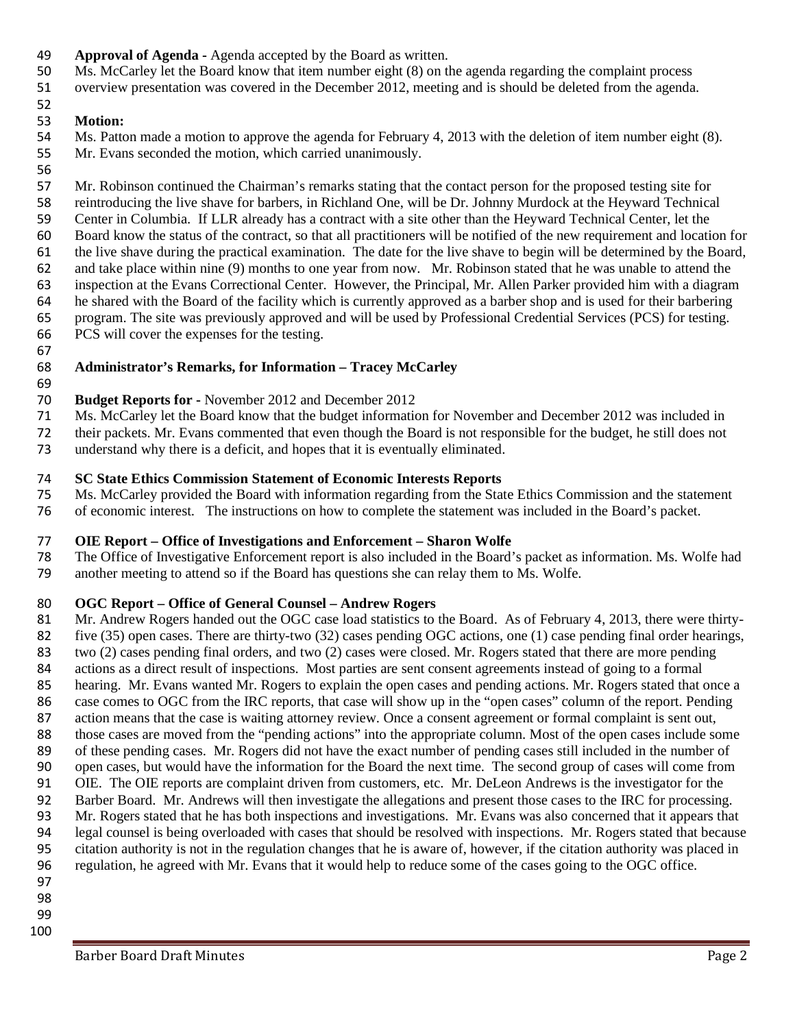**Approval of Agenda -** Agenda accepted by the Board as written.
Ms. McCarley let the Board know that item number eight (8) on the agenda regarding the complaint process overview presentation was covered in the December 2012, meeting and is should be deleted from the agenda.

**Motion:**
Ms. Patton made a motion to approve the agenda for February 4, 2013 with the deletion of item number eight (8). Mr. Evans seconded the motion, which carried unanimously.

Mr. Robinson continued the Chairman's remarks stating that the contact person for the proposed testing site for reintroducing the live shave for barbers, in Richland One, will be Dr. Johnny Murdock at the Heyward Technical Center in Columbia. If LLR already has a contract with a site other than the Heyward Technical Center, let the Board know the status of the contract, so that all practitioners will be notified of the new requirement and location for the live shave during the practical examination. The date for the live shave to begin will be determined by the Board, and take place within nine (9) months to one year from now. Mr. Robinson stated that he was unable to attend the inspection at the Evans Correctional Center. However, the Principal, Mr. Allen Parker provided him with a diagram he shared with the Board of the facility which is currently approved as a barber shop and is used for their barbering program. The site was previously approved and will be used by Professional Credential Services (PCS) for testing. PCS will cover the expenses for the testing.

**Administrator's Remarks, for Information – Tracey McCarley**

**Budget Reports for -** November 2012 and December 2012
Ms. McCarley let the Board know that the budget information for November and December 2012 was included in their packets. Mr. Evans commented that even though the Board is not responsible for the budget, he still does not understand why there is a deficit, and hopes that it is eventually eliminated.

**SC State Ethics Commission Statement of Economic Interests Reports**
Ms. McCarley provided the Board with information regarding from the State Ethics Commission and the statement of economic interest. The instructions on how to complete the statement was included in the Board's packet.

**OIE Report – Office of Investigations and Enforcement – Sharon Wolfe**
The Office of Investigative Enforcement report is also included in the Board's packet as information. Ms. Wolfe had another meeting to attend so if the Board has questions she can relay them to Ms. Wolfe.

**OGC Report – Office of General Counsel – Andrew Rogers**
Mr. Andrew Rogers handed out the OGC case load statistics to the Board. As of February 4, 2013, there were thirty-five (35) open cases. There are thirty-two (32) cases pending OGC actions, one (1) case pending final order hearings, two (2) cases pending final orders, and two (2) cases were closed. Mr. Rogers stated that there are more pending actions as a direct result of inspections. Most parties are sent consent agreements instead of going to a formal hearing. Mr. Evans wanted Mr. Rogers to explain the open cases and pending actions. Mr. Rogers stated that once a case comes to OGC from the IRC reports, that case will show up in the "open cases" column of the report. Pending action means that the case is waiting attorney review. Once a consent agreement or formal complaint is sent out, those cases are moved from the "pending actions" into the appropriate column. Most of the open cases include some of these pending cases. Mr. Rogers did not have the exact number of pending cases still included in the number of open cases, but would have the information for the Board the next time. The second group of cases will come from OIE. The OIE reports are complaint driven from customers, etc. Mr. DeLeon Andrews is the investigator for the Barber Board. Mr. Andrews will then investigate the allegations and present those cases to the IRC for processing. Mr. Rogers stated that he has both inspections and investigations. Mr. Evans was also concerned that it appears that legal counsel is being overloaded with cases that should be resolved with inspections. Mr. Rogers stated that because citation authority is not in the regulation changes that he is aware of, however, if the citation authority was placed in regulation, he agreed with Mr. Evans that it would help to reduce some of the cases going to the OGC office.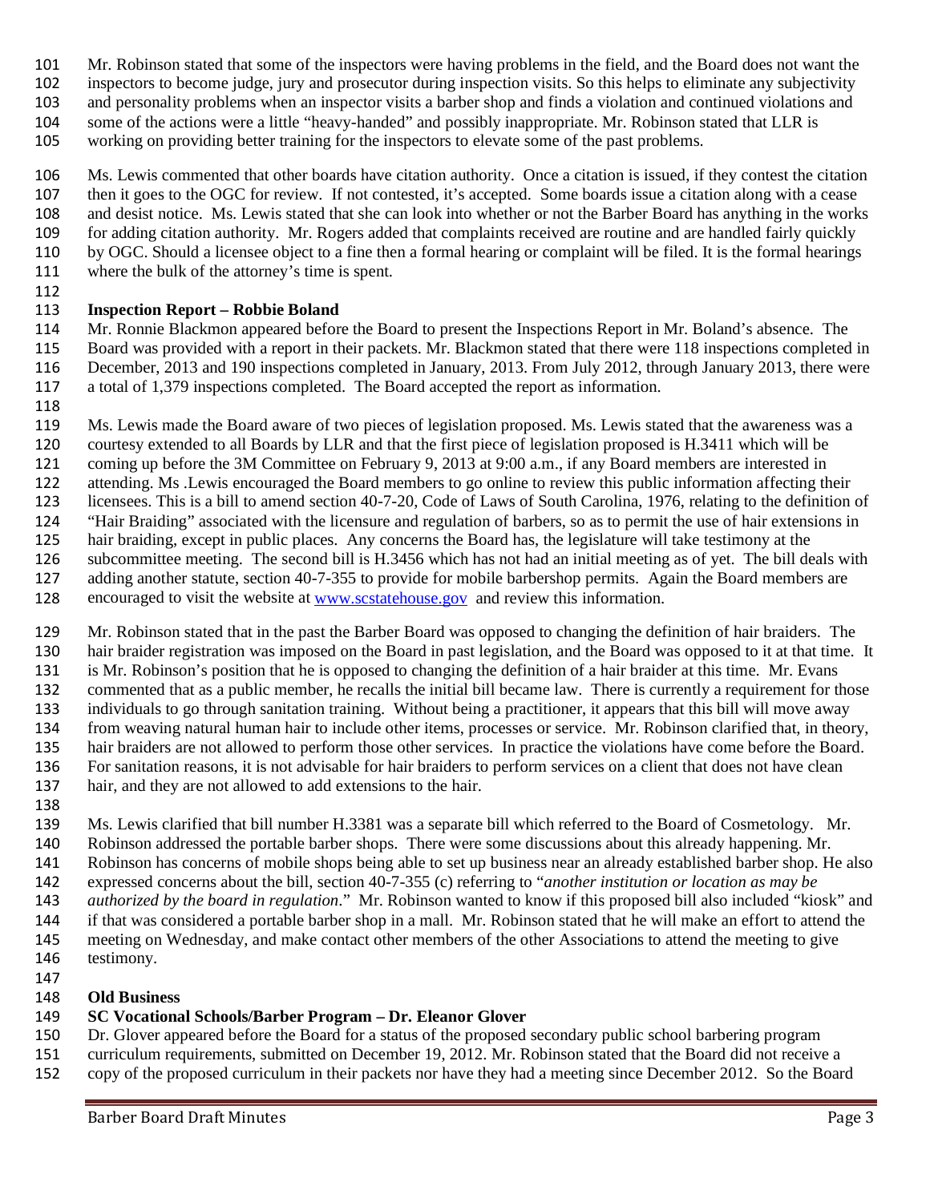Mr. Robinson stated that some of the inspectors were having problems in the field, and the Board does not want the inspectors to become judge, jury and prosecutor during inspection visits. So this helps to eliminate any subjectivity and personality problems when an inspector visits a barber shop and finds a violation and continued violations and some of the actions were a little "heavy-handed" and possibly inappropriate. Mr. Robinson stated that LLR is working on providing better training for the inspectors to elevate some of the past problems.

Ms. Lewis commented that other boards have citation authority. Once a citation is issued, if they contest the citation then it goes to the OGC for review. If not contested, it's accepted. Some boards issue a citation along with a cease and desist notice. Ms. Lewis stated that she can look into whether or not the Barber Board has anything in the works for adding citation authority. Mr. Rogers added that complaints received are routine and are handled fairly quickly by OGC. Should a licensee object to a fine then a formal hearing or complaint will be filed. It is the formal hearings where the bulk of the attorney's time is spent.

**Inspection Report – Robbie Boland**

Mr. Ronnie Blackmon appeared before the Board to present the Inspections Report in Mr. Boland's absence. The Board was provided with a report in their packets. Mr. Blackmon stated that there were 118 inspections completed in December, 2013 and 190 inspections completed in January, 2013. From July 2012, through January 2013, there were a total of 1,379 inspections completed. The Board accepted the report as information.

Ms. Lewis made the Board aware of two pieces of legislation proposed. Ms. Lewis stated that the awareness was a courtesy extended to all Boards by LLR and that the first piece of legislation proposed is H.3411 which will be coming up before the 3M Committee on February 9, 2013 at 9:00 a.m., if any Board members are interested in attending. Ms .Lewis encouraged the Board members to go online to review this public information affecting their licensees. This is a bill to amend section 40-7-20, Code of Laws of South Carolina, 1976, relating to the definition of "Hair Braiding" associated with the licensure and regulation of barbers, so as to permit the use of hair extensions in hair braiding, except in public places. Any concerns the Board has, the legislature will take testimony at the subcommittee meeting. The second bill is H.3456 which has not had an initial meeting as of yet. The bill deals with adding another statute, section 40-7-355 to provide for mobile barbershop permits. Again the Board members are encouraged to visit the website at [www.scstatehouse.gov](http://www.scstatehouse.gov) and review this information.

Mr. Robinson stated that in the past the Barber Board was opposed to changing the definition of hair braiders. The hair braider registration was imposed on the Board in past legislation, and the Board was opposed to it at that time. It is Mr. Robinson's position that he is opposed to changing the definition of a hair braider at this time. Mr. Evans commented that as a public member, he recalls the initial bill became law. There is currently a requirement for those individuals to go through sanitation training. Without being a practitioner, it appears that this bill will move away from weaving natural human hair to include other items, processes or service. Mr. Robinson clarified that, in theory, hair braiders are not allowed to perform those other services. In practice the violations have come before the Board. For sanitation reasons, it is not advisable for hair braiders to perform services on a client that does not have clean hair, and they are not allowed to add extensions to the hair.

Ms. Lewis clarified that bill number H.3381 was a separate bill which referred to the Board of Cosmetology. Mr. Robinson addressed the portable barber shops. There were some discussions about this already happening. Mr. Robinson has concerns of mobile shops being able to set up business near an already established barber shop. He also expressed concerns about the bill, section 40-7-355 (c) referring to "*another institution or location as may be authorized by the board in regulation*." Mr. Robinson wanted to know if this proposed bill also included "kiosk" and if that was considered a portable barber shop in a mall. Mr. Robinson stated that he will make an effort to attend the meeting on Wednesday, and make contact other members of the other Associations to attend the meeting to give testimony.

**Old Business**

**SC Vocational Schools/Barber Program – Dr. Eleanor Glover**

Dr. Glover appeared before the Board for a status of the proposed secondary public school barbering program curriculum requirements, submitted on December 19, 2012. Mr. Robinson stated that the Board did not receive a copy of the proposed curriculum in their packets nor have they had a meeting since December 2012. So the Board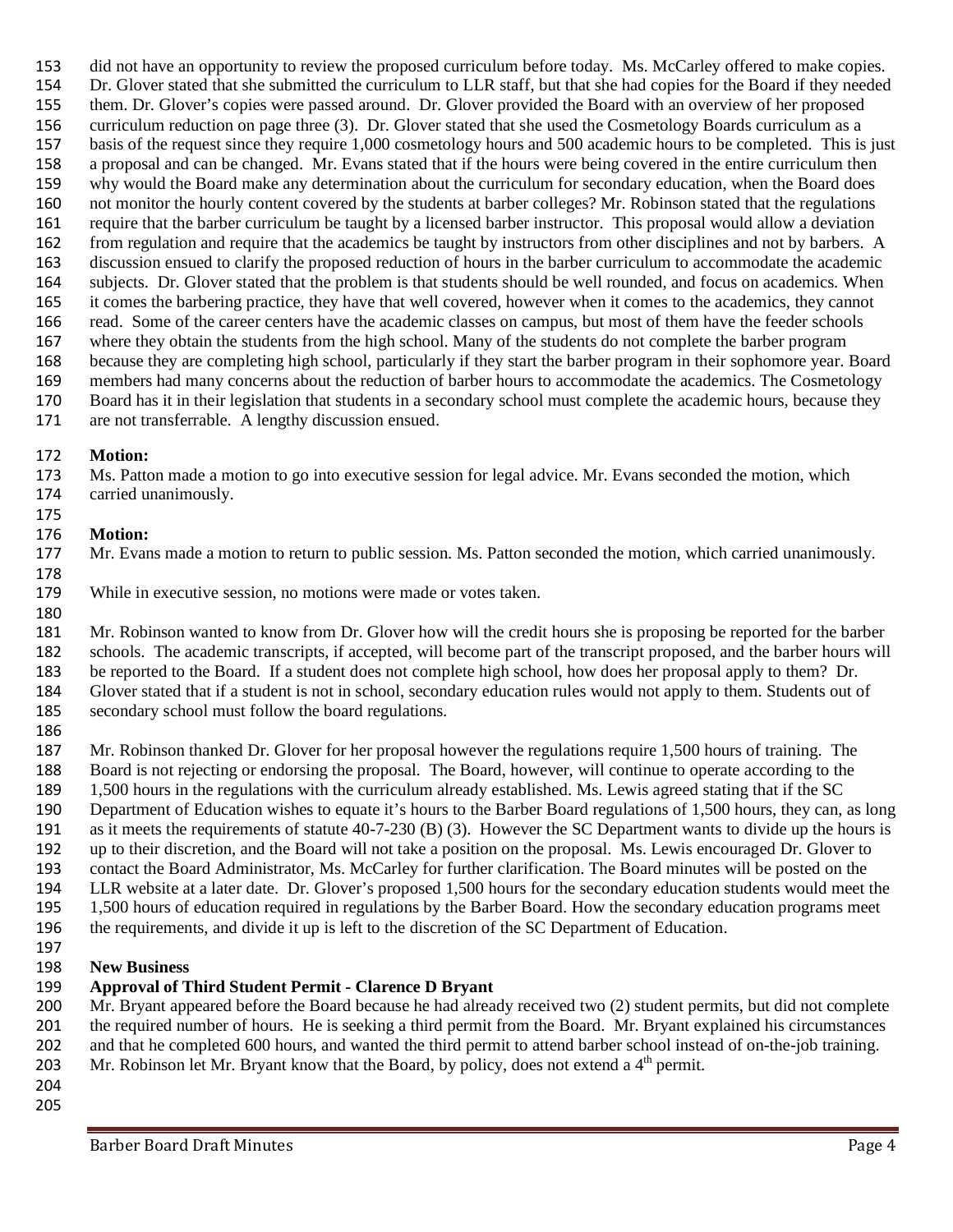did not have an opportunity to review the proposed curriculum before today. Ms. McCarley offered to make copies. Dr. Glover stated that she submitted the curriculum to LLR staff, but that she had copies for the Board if they needed them. Dr. Glover's copies were passed around. Dr. Glover provided the Board with an overview of her proposed curriculum reduction on page three (3). Dr. Glover stated that she used the Cosmetology Boards curriculum as a basis of the request since they require 1,000 cosmetology hours and 500 academic hours to be completed. This is just a proposal and can be changed. Mr. Evans stated that if the hours were being covered in the entire curriculum then why would the Board make any determination about the curriculum for secondary education, when the Board does not monitor the hourly content covered by the students at barber colleges? Mr. Robinson stated that the regulations require that the barber curriculum be taught by a licensed barber instructor. This proposal would allow a deviation from regulation and require that the academics be taught by instructors from other disciplines and not by barbers. A discussion ensued to clarify the proposed reduction of hours in the barber curriculum to accommodate the academic subjects. Dr. Glover stated that the problem is that students should be well rounded, and focus on academics. When it comes the barbering practice, they have that well covered, however when it comes to the academics, they cannot read. Some of the career centers have the academic classes on campus, but most of them have the feeder schools where they obtain the students from the high school. Many of the students do not complete the barber program because they are completing high school, particularly if they start the barber program in their sophomore year. Board members had many concerns about the reduction of barber hours to accommodate the academics. The Cosmetology Board has it in their legislation that students in a secondary school must complete the academic hours, because they are not transferrable. A lengthy discussion ensued.

**Motion:**
Ms. Patton made a motion to go into executive session for legal advice. Mr. Evans seconded the motion, which carried unanimously.

**Motion:**
Mr. Evans made a motion to return to public session. Ms. Patton seconded the motion, which carried unanimously.

While in executive session, no motions were made or votes taken.

Mr. Robinson wanted to know from Dr. Glover how will the credit hours she is proposing be reported for the barber schools. The academic transcripts, if accepted, will become part of the transcript proposed, and the barber hours will be reported to the Board. If a student does not complete high school, how does her proposal apply to them? Dr. Glover stated that if a student is not in school, secondary education rules would not apply to them. Students out of secondary school must follow the board regulations.

Mr. Robinson thanked Dr. Glover for her proposal however the regulations require 1,500 hours of training. The Board is not rejecting or endorsing the proposal. The Board, however, will continue to operate according to the 1,500 hours in the regulations with the curriculum already established. Ms. Lewis agreed stating that if the SC Department of Education wishes to equate it's hours to the Barber Board regulations of 1,500 hours, they can, as long as it meets the requirements of statute 40-7-230 (B) (3). However the SC Department wants to divide up the hours is up to their discretion, and the Board will not take a position on the proposal. Ms. Lewis encouraged Dr. Glover to contact the Board Administrator, Ms. McCarley for further clarification. The Board minutes will be posted on the LLR website at a later date. Dr. Glover's proposed 1,500 hours for the secondary education students would meet the 1,500 hours of education required in regulations by the Barber Board. How the secondary education programs meet the requirements, and divide it up is left to the discretion of the SC Department of Education.

**New Business**

**Approval of Third Student Permit - Clarence D Bryant**

Mr. Bryant appeared before the Board because he had already received two (2) student permits, but did not complete the required number of hours. He is seeking a third permit from the Board. Mr. Bryant explained his circumstances and that he completed 600 hours, and wanted the third permit to attend barber school instead of on-the-job training. Mr. Robinson let Mr. Bryant know that the Board, by policy, does not extend a 4th permit.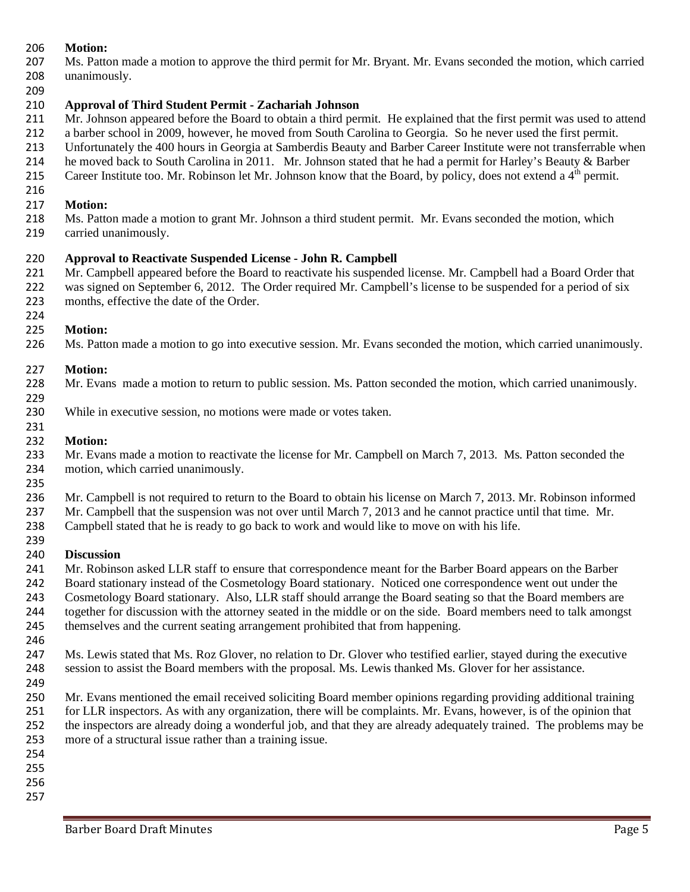**Motion:**

Ms. Patton made a motion to approve the third permit for Mr. Bryant. Mr. Evans seconded the motion, which carried unanimously.

**Approval of Third Student Permit - Zachariah Johnson**

Mr. Johnson appeared before the Board to obtain a third permit. He explained that the first permit was used to attend a barber school in 2009, however, he moved from South Carolina to Georgia. So he never used the first permit. Unfortunately the 400 hours in Georgia at Samberdis Beauty and Barber Career Institute were not transferrable when he moved back to South Carolina in 2011. Mr. Johnson stated that he had a permit for Harley's Beauty & Barber Career Institute too. Mr. Robinson let Mr. Johnson know that the Board, by policy, does not extend a 4th permit.

**Motion:**

Ms. Patton made a motion to grant Mr. Johnson a third student permit. Mr. Evans seconded the motion, which carried unanimously.

**Approval to Reactivate Suspended License - John R. Campbell**

Mr. Campbell appeared before the Board to reactivate his suspended license. Mr. Campbell had a Board Order that was signed on September 6, 2012. The Order required Mr. Campbell's license to be suspended for a period of six months, effective the date of the Order.

**Motion:**

Ms. Patton made a motion to go into executive session. Mr. Evans seconded the motion, which carried unanimously.

**Motion:**

Mr. Evans made a motion to return to public session. Ms. Patton seconded the motion, which carried unanimously.

While in executive session, no motions were made or votes taken.

**Motion:**

Mr. Evans made a motion to reactivate the license for Mr. Campbell on March 7, 2013. Ms. Patton seconded the motion, which carried unanimously.

Mr. Campbell is not required to return to the Board to obtain his license on March 7, 2013. Mr. Robinson informed Mr. Campbell that the suspension was not over until March 7, 2013 and he cannot practice until that time. Mr. Campbell stated that he is ready to go back to work and would like to move on with his life.

**Discussion**

Mr. Robinson asked LLR staff to ensure that correspondence meant for the Barber Board appears on the Barber Board stationary instead of the Cosmetology Board stationary. Noticed one correspondence went out under the Cosmetology Board stationary. Also, LLR staff should arrange the Board seating so that the Board members are together for discussion with the attorney seated in the middle or on the side. Board members need to talk amongst themselves and the current seating arrangement prohibited that from happening.

Ms. Lewis stated that Ms. Roz Glover, no relation to Dr. Glover who testified earlier, stayed during the executive session to assist the Board members with the proposal. Ms. Lewis thanked Ms. Glover for her assistance.

Mr. Evans mentioned the email received soliciting Board member opinions regarding providing additional training for LLR inspectors. As with any organization, there will be complaints. Mr. Evans, however, is of the opinion that the inspectors are already doing a wonderful job, and that they are already adequately trained. The problems may be more of a structural issue rather than a training issue.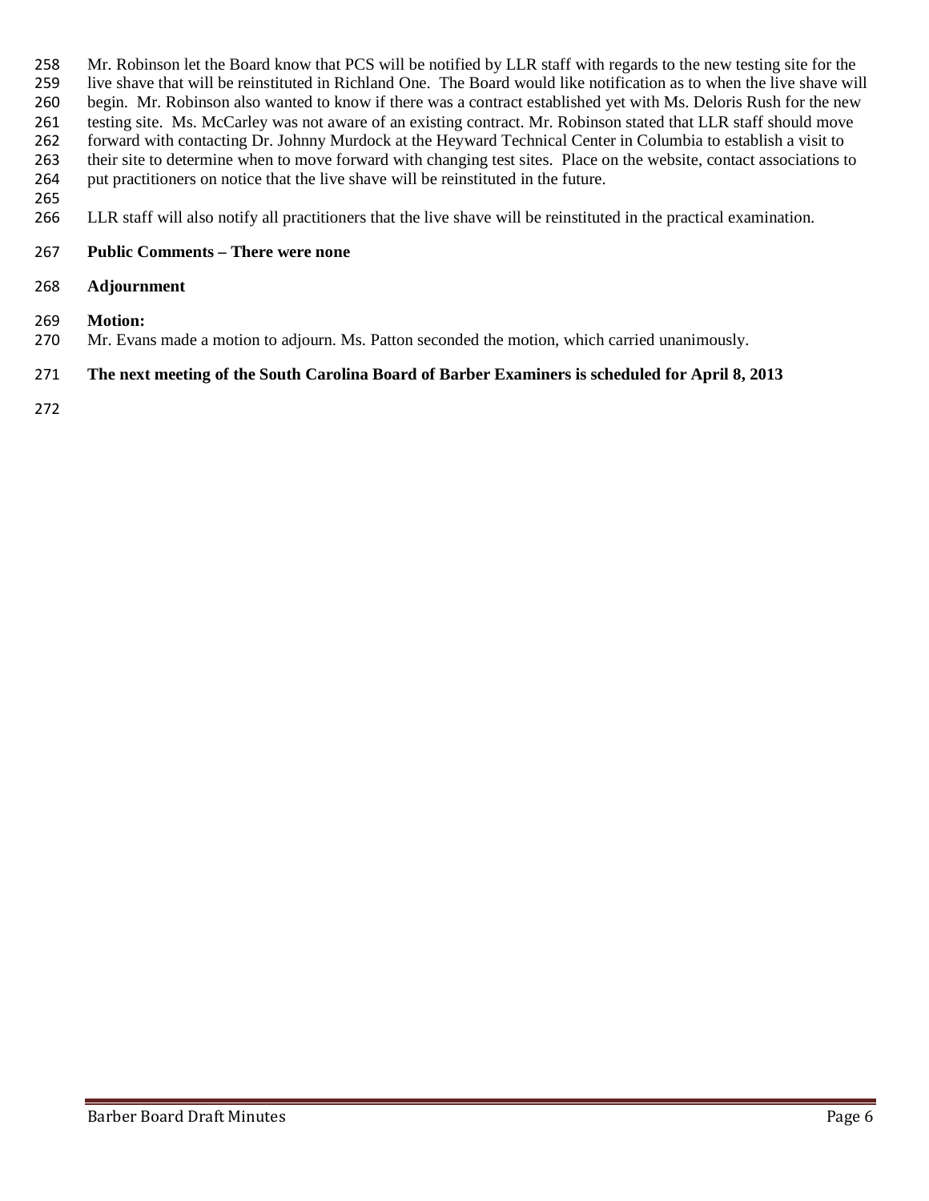Mr. Robinson let the Board know that PCS will be notified by LLR staff with regards to the new testing site for the live shave that will be reinstituted in Richland One. The Board would like notification as to when the live shave will begin. Mr. Robinson also wanted to know if there was a contract established yet with Ms. Deloris Rush for the new testing site. Ms. McCarley was not aware of an existing contract. Mr. Robinson stated that LLR staff should move forward with contacting Dr. Johnny Murdock at the Heyward Technical Center in Columbia to establish a visit to their site to determine when to move forward with changing test sites. Place on the website, contact associations to put practitioners on notice that the live shave will be reinstituted in the future.

LLR staff will also notify all practitioners that the live shave will be reinstituted in the practical examination.

**Public Comments – There were none**

**Adjournment**

**Motion:**
Mr. Evans made a motion to adjourn. Ms. Patton seconded the motion, which carried unanimously.

**The next meeting of the South Carolina Board of Barber Examiners is scheduled for April 8, 2013**